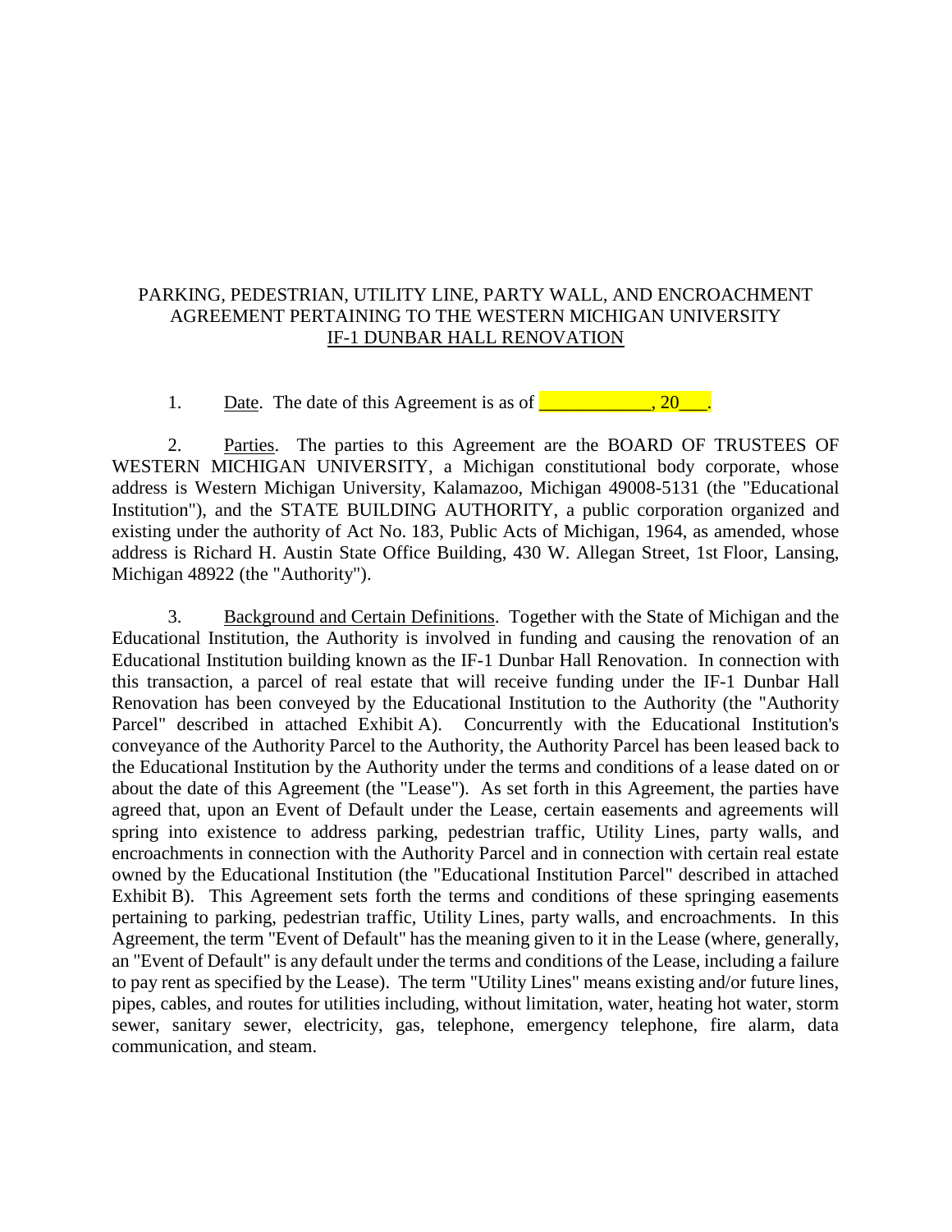# PARKING, PEDESTRIAN, UTILITY LINE, PARTY WALL, AND ENCROACHMENT AGREEMENT PERTAINING TO THE WESTERN MICHIGAN UNIVERSITY IF-1 DUNBAR HALL RENOVATION

1. Date. The date of this Agreement is as of ____________, 20___.

2. Parties. The parties to this Agreement are the BOARD OF TRUSTEES OF WESTERN MICHIGAN UNIVERSITY, a Michigan constitutional body corporate, whose address is Western Michigan University, Kalamazoo, Michigan 49008-5131 (the "Educational Institution"), and the STATE BUILDING AUTHORITY, a public corporation organized and existing under the authority of Act No. 183, Public Acts of Michigan, 1964, as amended, whose address is Richard H. Austin State Office Building, 430 W. Allegan Street, 1st Floor, Lansing, Michigan 48922 (the "Authority").

3. Background and Certain Definitions. Together with the State of Michigan and the Educational Institution, the Authority is involved in funding and causing the renovation of an Educational Institution building known as the IF-1 Dunbar Hall Renovation. In connection with this transaction, a parcel of real estate that will receive funding under the IF-1 Dunbar Hall Renovation has been conveyed by the Educational Institution to the Authority (the "Authority Parcel" described in attached Exhibit A). Concurrently with the Educational Institution's conveyance of the Authority Parcel to the Authority, the Authority Parcel has been leased back to the Educational Institution by the Authority under the terms and conditions of a lease dated on or about the date of this Agreement (the "Lease"). As set forth in this Agreement, the parties have agreed that, upon an Event of Default under the Lease, certain easements and agreements will spring into existence to address parking, pedestrian traffic, Utility Lines, party walls, and encroachments in connection with the Authority Parcel and in connection with certain real estate owned by the Educational Institution (the "Educational Institution Parcel" described in attached Exhibit B). This Agreement sets forth the terms and conditions of these springing easements pertaining to parking, pedestrian traffic, Utility Lines, party walls, and encroachments. In this Agreement, the term "Event of Default" has the meaning given to it in the Lease (where, generally, an "Event of Default" is any default under the terms and conditions of the Lease, including a failure to pay rent as specified by the Lease). The term "Utility Lines" means existing and/or future lines, pipes, cables, and routes for utilities including, without limitation, water, heating hot water, storm sewer, sanitary sewer, electricity, gas, telephone, emergency telephone, fire alarm, data communication, and steam.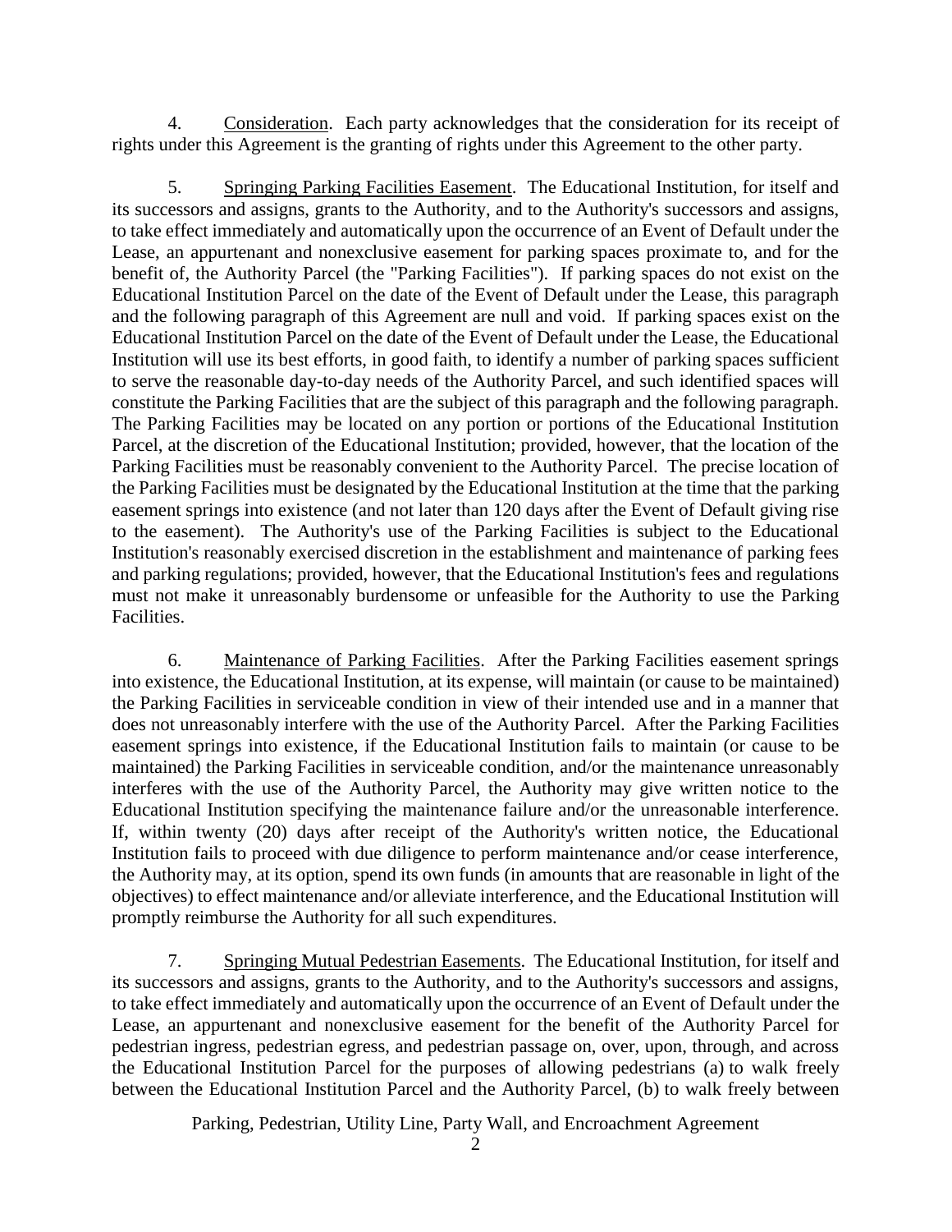4. Consideration. Each party acknowledges that the consideration for its receipt of rights under this Agreement is the granting of rights under this Agreement to the other party.

5. Springing Parking Facilities Easement. The Educational Institution, for itself and its successors and assigns, grants to the Authority, and to the Authority's successors and assigns, to take effect immediately and automatically upon the occurrence of an Event of Default under the Lease, an appurtenant and nonexclusive easement for parking spaces proximate to, and for the benefit of, the Authority Parcel (the "Parking Facilities"). If parking spaces do not exist on the Educational Institution Parcel on the date of the Event of Default under the Lease, this paragraph and the following paragraph of this Agreement are null and void. If parking spaces exist on the Educational Institution Parcel on the date of the Event of Default under the Lease, the Educational Institution will use its best efforts, in good faith, to identify a number of parking spaces sufficient to serve the reasonable day-to-day needs of the Authority Parcel, and such identified spaces will constitute the Parking Facilities that are the subject of this paragraph and the following paragraph. The Parking Facilities may be located on any portion or portions of the Educational Institution Parcel, at the discretion of the Educational Institution; provided, however, that the location of the Parking Facilities must be reasonably convenient to the Authority Parcel. The precise location of the Parking Facilities must be designated by the Educational Institution at the time that the parking easement springs into existence (and not later than 120 days after the Event of Default giving rise to the easement). The Authority's use of the Parking Facilities is subject to the Educational Institution's reasonably exercised discretion in the establishment and maintenance of parking fees and parking regulations; provided, however, that the Educational Institution's fees and regulations must not make it unreasonably burdensome or unfeasible for the Authority to use the Parking Facilities.

6. Maintenance of Parking Facilities. After the Parking Facilities easement springs into existence, the Educational Institution, at its expense, will maintain (or cause to be maintained) the Parking Facilities in serviceable condition in view of their intended use and in a manner that does not unreasonably interfere with the use of the Authority Parcel. After the Parking Facilities easement springs into existence, if the Educational Institution fails to maintain (or cause to be maintained) the Parking Facilities in serviceable condition, and/or the maintenance unreasonably interferes with the use of the Authority Parcel, the Authority may give written notice to the Educational Institution specifying the maintenance failure and/or the unreasonable interference. If, within twenty (20) days after receipt of the Authority's written notice, the Educational Institution fails to proceed with due diligence to perform maintenance and/or cease interference, the Authority may, at its option, spend its own funds (in amounts that are reasonable in light of the objectives) to effect maintenance and/or alleviate interference, and the Educational Institution will promptly reimburse the Authority for all such expenditures.

7. Springing Mutual Pedestrian Easements. The Educational Institution, for itself and its successors and assigns, grants to the Authority, and to the Authority's successors and assigns, to take effect immediately and automatically upon the occurrence of an Event of Default under the Lease, an appurtenant and nonexclusive easement for the benefit of the Authority Parcel for pedestrian ingress, pedestrian egress, and pedestrian passage on, over, upon, through, and across the Educational Institution Parcel for the purposes of allowing pedestrians (a) to walk freely between the Educational Institution Parcel and the Authority Parcel, (b) to walk freely between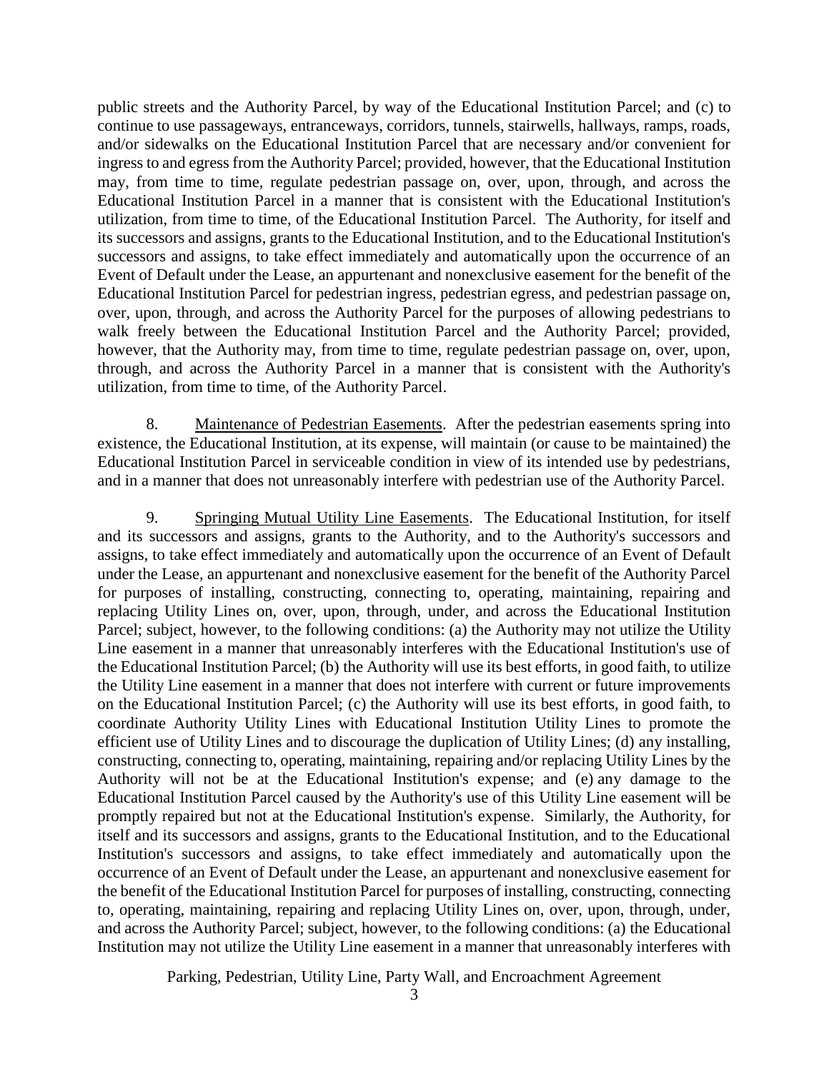public streets and the Authority Parcel, by way of the Educational Institution Parcel; and (c) to continue to use passageways, entranceways, corridors, tunnels, stairwells, hallways, ramps, roads, and/or sidewalks on the Educational Institution Parcel that are necessary and/or convenient for ingress to and egress from the Authority Parcel; provided, however, that the Educational Institution may, from time to time, regulate pedestrian passage on, over, upon, through, and across the Educational Institution Parcel in a manner that is consistent with the Educational Institution's utilization, from time to time, of the Educational Institution Parcel. The Authority, for itself and its successors and assigns, grants to the Educational Institution, and to the Educational Institution's successors and assigns, to take effect immediately and automatically upon the occurrence of an Event of Default under the Lease, an appurtenant and nonexclusive easement for the benefit of the Educational Institution Parcel for pedestrian ingress, pedestrian egress, and pedestrian passage on, over, upon, through, and across the Authority Parcel for the purposes of allowing pedestrians to walk freely between the Educational Institution Parcel and the Authority Parcel; provided, however, that the Authority may, from time to time, regulate pedestrian passage on, over, upon, through, and across the Authority Parcel in a manner that is consistent with the Authority's utilization, from time to time, of the Authority Parcel.

8. Maintenance of Pedestrian Easements. After the pedestrian easements spring into existence, the Educational Institution, at its expense, will maintain (or cause to be maintained) the Educational Institution Parcel in serviceable condition in view of its intended use by pedestrians, and in a manner that does not unreasonably interfere with pedestrian use of the Authority Parcel.

9. Springing Mutual Utility Line Easements. The Educational Institution, for itself and its successors and assigns, grants to the Authority, and to the Authority's successors and assigns, to take effect immediately and automatically upon the occurrence of an Event of Default under the Lease, an appurtenant and nonexclusive easement for the benefit of the Authority Parcel for purposes of installing, constructing, connecting to, operating, maintaining, repairing and replacing Utility Lines on, over, upon, through, under, and across the Educational Institution Parcel; subject, however, to the following conditions: (a) the Authority may not utilize the Utility Line easement in a manner that unreasonably interferes with the Educational Institution's use of the Educational Institution Parcel; (b) the Authority will use its best efforts, in good faith, to utilize the Utility Line easement in a manner that does not interfere with current or future improvements on the Educational Institution Parcel; (c) the Authority will use its best efforts, in good faith, to coordinate Authority Utility Lines with Educational Institution Utility Lines to promote the efficient use of Utility Lines and to discourage the duplication of Utility Lines; (d) any installing, constructing, connecting to, operating, maintaining, repairing and/or replacing Utility Lines by the Authority will not be at the Educational Institution's expense; and (e) any damage to the Educational Institution Parcel caused by the Authority's use of this Utility Line easement will be promptly repaired but not at the Educational Institution's expense. Similarly, the Authority, for itself and its successors and assigns, grants to the Educational Institution, and to the Educational Institution's successors and assigns, to take effect immediately and automatically upon the occurrence of an Event of Default under the Lease, an appurtenant and nonexclusive easement for the benefit of the Educational Institution Parcel for purposes of installing, constructing, connecting to, operating, maintaining, repairing and replacing Utility Lines on, over, upon, through, under, and across the Authority Parcel; subject, however, to the following conditions: (a) the Educational Institution may not utilize the Utility Line easement in a manner that unreasonably interferes with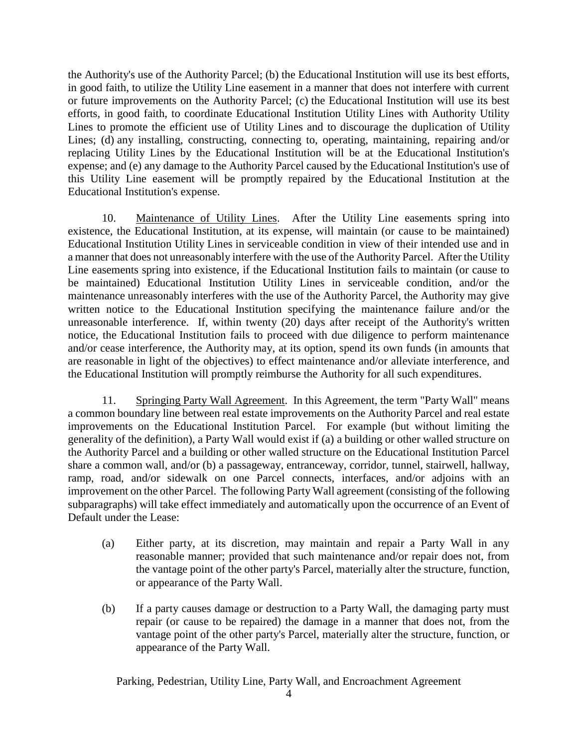the Authority's use of the Authority Parcel; (b) the Educational Institution will use its best efforts, in good faith, to utilize the Utility Line easement in a manner that does not interfere with current or future improvements on the Authority Parcel; (c) the Educational Institution will use its best efforts, in good faith, to coordinate Educational Institution Utility Lines with Authority Utility Lines to promote the efficient use of Utility Lines and to discourage the duplication of Utility Lines; (d) any installing, constructing, connecting to, operating, maintaining, repairing and/or replacing Utility Lines by the Educational Institution will be at the Educational Institution's expense; and (e) any damage to the Authority Parcel caused by the Educational Institution's use of this Utility Line easement will be promptly repaired by the Educational Institution at the Educational Institution's expense.

10. Maintenance of Utility Lines. After the Utility Line easements spring into existence, the Educational Institution, at its expense, will maintain (or cause to be maintained) Educational Institution Utility Lines in serviceable condition in view of their intended use and in a manner that does not unreasonably interfere with the use of the Authority Parcel. After the Utility Line easements spring into existence, if the Educational Institution fails to maintain (or cause to be maintained) Educational Institution Utility Lines in serviceable condition, and/or the maintenance unreasonably interferes with the use of the Authority Parcel, the Authority may give written notice to the Educational Institution specifying the maintenance failure and/or the unreasonable interference. If, within twenty (20) days after receipt of the Authority's written notice, the Educational Institution fails to proceed with due diligence to perform maintenance and/or cease interference, the Authority may, at its option, spend its own funds (in amounts that are reasonable in light of the objectives) to effect maintenance and/or alleviate interference, and the Educational Institution will promptly reimburse the Authority for all such expenditures.

11. Springing Party Wall Agreement. In this Agreement, the term "Party Wall" means a common boundary line between real estate improvements on the Authority Parcel and real estate improvements on the Educational Institution Parcel. For example (but without limiting the generality of the definition), a Party Wall would exist if (a) a building or other walled structure on the Authority Parcel and a building or other walled structure on the Educational Institution Parcel share a common wall, and/or (b) a passageway, entranceway, corridor, tunnel, stairwell, hallway, ramp, road, and/or sidewalk on one Parcel connects, interfaces, and/or adjoins with an improvement on the other Parcel. The following Party Wall agreement (consisting of the following subparagraphs) will take effect immediately and automatically upon the occurrence of an Event of Default under the Lease:

(a) Either party, at its discretion, may maintain and repair a Party Wall in any reasonable manner; provided that such maintenance and/or repair does not, from the vantage point of the other party's Parcel, materially alter the structure, function, or appearance of the Party Wall.

(b) If a party causes damage or destruction to a Party Wall, the damaging party must repair (or cause to be repaired) the damage in a manner that does not, from the vantage point of the other party's Parcel, materially alter the structure, function, or appearance of the Party Wall.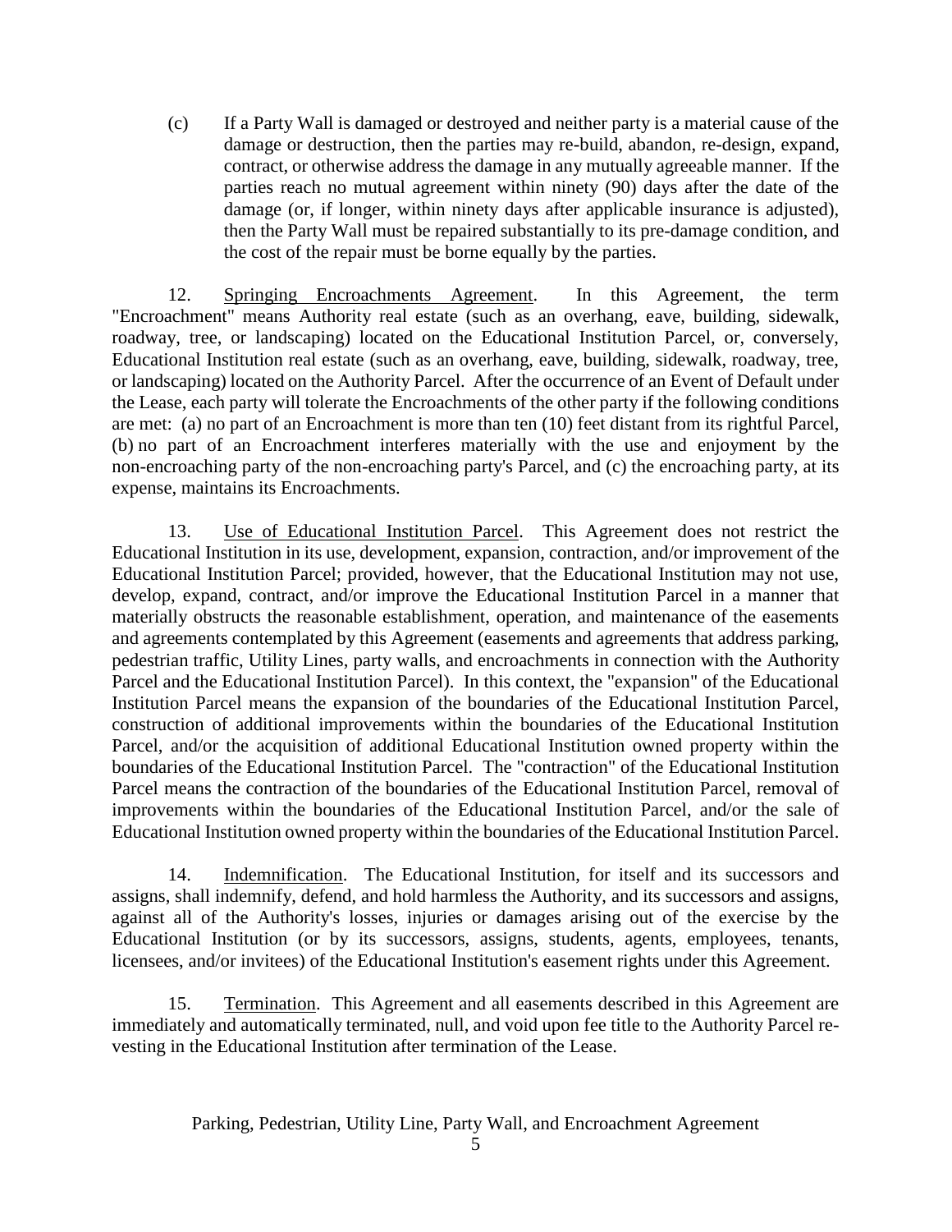(c) If a Party Wall is damaged or destroyed and neither party is a material cause of the damage or destruction, then the parties may re-build, abandon, re-design, expand, contract, or otherwise address the damage in any mutually agreeable manner. If the parties reach no mutual agreement within ninety (90) days after the date of the damage (or, if longer, within ninety days after applicable insurance is adjusted), then the Party Wall must be repaired substantially to its pre-damage condition, and the cost of the repair must be borne equally by the parties.

12. Springing Encroachments Agreement. In this Agreement, the term "Encroachment" means Authority real estate (such as an overhang, eave, building, sidewalk, roadway, tree, or landscaping) located on the Educational Institution Parcel, or, conversely, Educational Institution real estate (such as an overhang, eave, building, sidewalk, roadway, tree, or landscaping) located on the Authority Parcel. After the occurrence of an Event of Default under the Lease, each party will tolerate the Encroachments of the other party if the following conditions are met: (a) no part of an Encroachment is more than ten (10) feet distant from its rightful Parcel, (b) no part of an Encroachment interferes materially with the use and enjoyment by the non-encroaching party of the non-encroaching party's Parcel, and (c) the encroaching party, at its expense, maintains its Encroachments.

13. Use of Educational Institution Parcel. This Agreement does not restrict the Educational Institution in its use, development, expansion, contraction, and/or improvement of the Educational Institution Parcel; provided, however, that the Educational Institution may not use, develop, expand, contract, and/or improve the Educational Institution Parcel in a manner that materially obstructs the reasonable establishment, operation, and maintenance of the easements and agreements contemplated by this Agreement (easements and agreements that address parking, pedestrian traffic, Utility Lines, party walls, and encroachments in connection with the Authority Parcel and the Educational Institution Parcel). In this context, the "expansion" of the Educational Institution Parcel means the expansion of the boundaries of the Educational Institution Parcel, construction of additional improvements within the boundaries of the Educational Institution Parcel, and/or the acquisition of additional Educational Institution owned property within the boundaries of the Educational Institution Parcel. The "contraction" of the Educational Institution Parcel means the contraction of the boundaries of the Educational Institution Parcel, removal of improvements within the boundaries of the Educational Institution Parcel, and/or the sale of Educational Institution owned property within the boundaries of the Educational Institution Parcel.

14. Indemnification. The Educational Institution, for itself and its successors and assigns, shall indemnify, defend, and hold harmless the Authority, and its successors and assigns, against all of the Authority's losses, injuries or damages arising out of the exercise by the Educational Institution (or by its successors, assigns, students, agents, employees, tenants, licensees, and/or invitees) of the Educational Institution's easement rights under this Agreement.

15. Termination. This Agreement and all easements described in this Agreement are immediately and automatically terminated, null, and void upon fee title to the Authority Parcel re-vesting in the Educational Institution after termination of the Lease.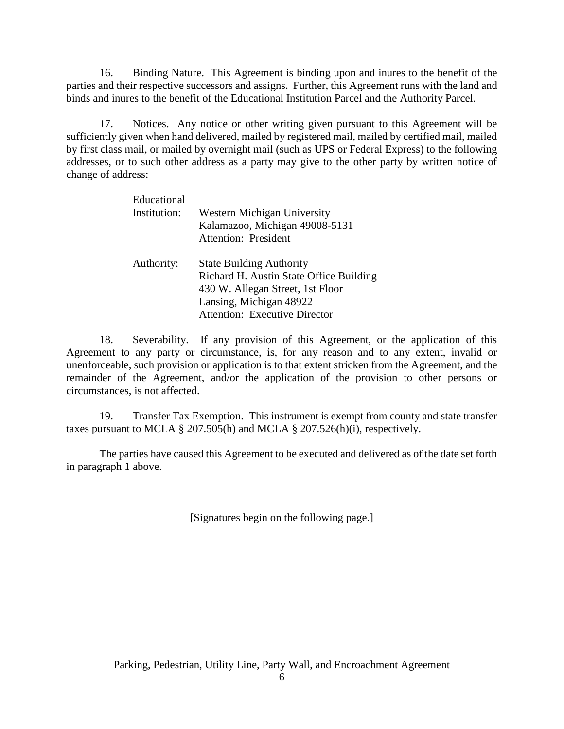16. Binding Nature. This Agreement is binding upon and inures to the benefit of the parties and their respective successors and assigns. Further, this Agreement runs with the land and binds and inures to the benefit of the Educational Institution Parcel and the Authority Parcel.

17. Notices. Any notice or other writing given pursuant to this Agreement will be sufficiently given when hand delivered, mailed by registered mail, mailed by certified mail, mailed by first class mail, or mailed by overnight mail (such as UPS or Federal Express) to the following addresses, or to such other address as a party may give to the other party by written notice of change of address:

Educational Institution:
Western Michigan University
Kalamazoo, Michigan 49008-5131
Attention: President

Authority:
State Building Authority
Richard H. Austin State Office Building
430 W. Allegan Street, 1st Floor
Lansing, Michigan 48922
Attention: Executive Director

18. Severability. If any provision of this Agreement, or the application of this Agreement to any party or circumstance, is, for any reason and to any extent, invalid or unenforceable, such provision or application is to that extent stricken from the Agreement, and the remainder of the Agreement, and/or the application of the provision to other persons or circumstances, is not affected.

19. Transfer Tax Exemption. This instrument is exempt from county and state transfer taxes pursuant to MCLA § 207.505(h) and MCLA § 207.526(h)(i), respectively.

The parties have caused this Agreement to be executed and delivered as of the date set forth in paragraph 1 above.

[Signatures begin on the following page.]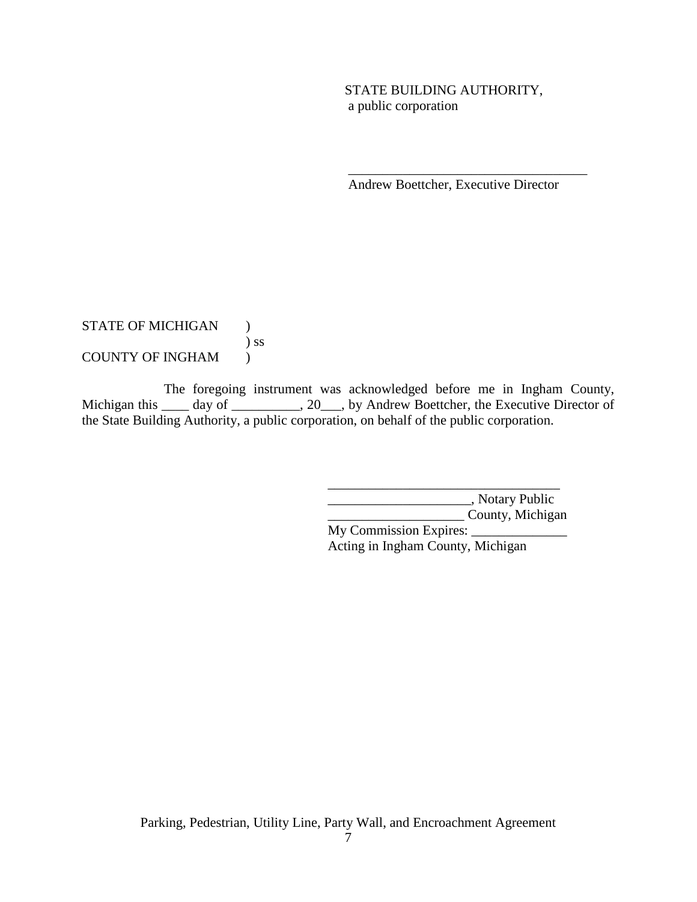STATE BUILDING AUTHORITY,
a public corporation

\_\_\_\_\_\_\_\_\_\_\_\_\_\_\_\_\_\_\_\_\_\_\_\_\_\_\_\_\_\_\_\_\_\_\_
Andrew Boettcher, Executive Director

STATE OF MICHIGAN )
) ss
COUNTY OF INGHAM )

The foregoing instrument was acknowledged before me in Ingham County, Michigan this \_\_\_\_ day of \_\_\_\_\_\_\_\_\_\_, 20\_\_\_, by Andrew Boettcher, the Executive Director of the State Building Authority, a public corporation, on behalf of the public corporation.

\_\_\_\_\_\_\_\_\_\_\_\_\_\_\_\_\_\_\_\_\_\_\_\_\_\_\_\_\_\_\_\_\_\_
\_\_\_\_\_\_\_\_\_\_\_\_\_\_\_\_\_\_\_\_\_, Notary Public
\_\_\_\_\_\_\_\_\_\_\_\_\_\_\_\_\_\_\_\_ County, Michigan
My Commission Expires: \_\_\_\_\_\_\_\_\_\_\_\_\_\_
Acting in Ingham County, Michigan

Parking, Pedestrian, Utility Line, Party Wall, and Encroachment Agreement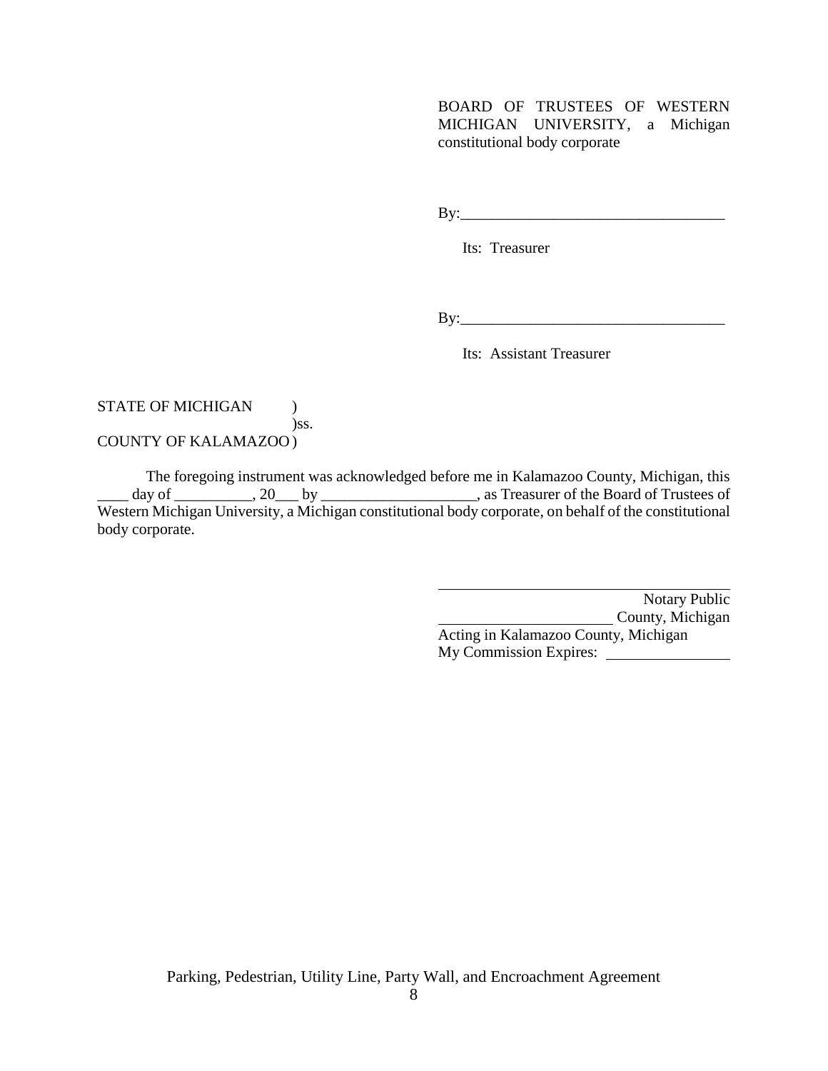BOARD OF TRUSTEES OF WESTERN MICHIGAN UNIVERSITY, a Michigan constitutional body corporate

By:___________________________________

Its: Treasurer

By:___________________________________

Its: Assistant Treasurer

STATE OF MICHIGAN )
)ss.
COUNTY OF KALAMAZOO )

The foregoing instrument was acknowledged before me in Kalamazoo County, Michigan, this ____ day of __________, 20___ by ____________________, as Treasurer of the Board of Trustees of Western Michigan University, a Michigan constitutional body corporate, on behalf of the constitutional body corporate.

_______________________________________
Notary Public
_______________________ County, Michigan
Acting in Kalamazoo County, Michigan
My Commission Expires: ________________

Parking, Pedestrian, Utility Line, Party Wall, and Encroachment Agreement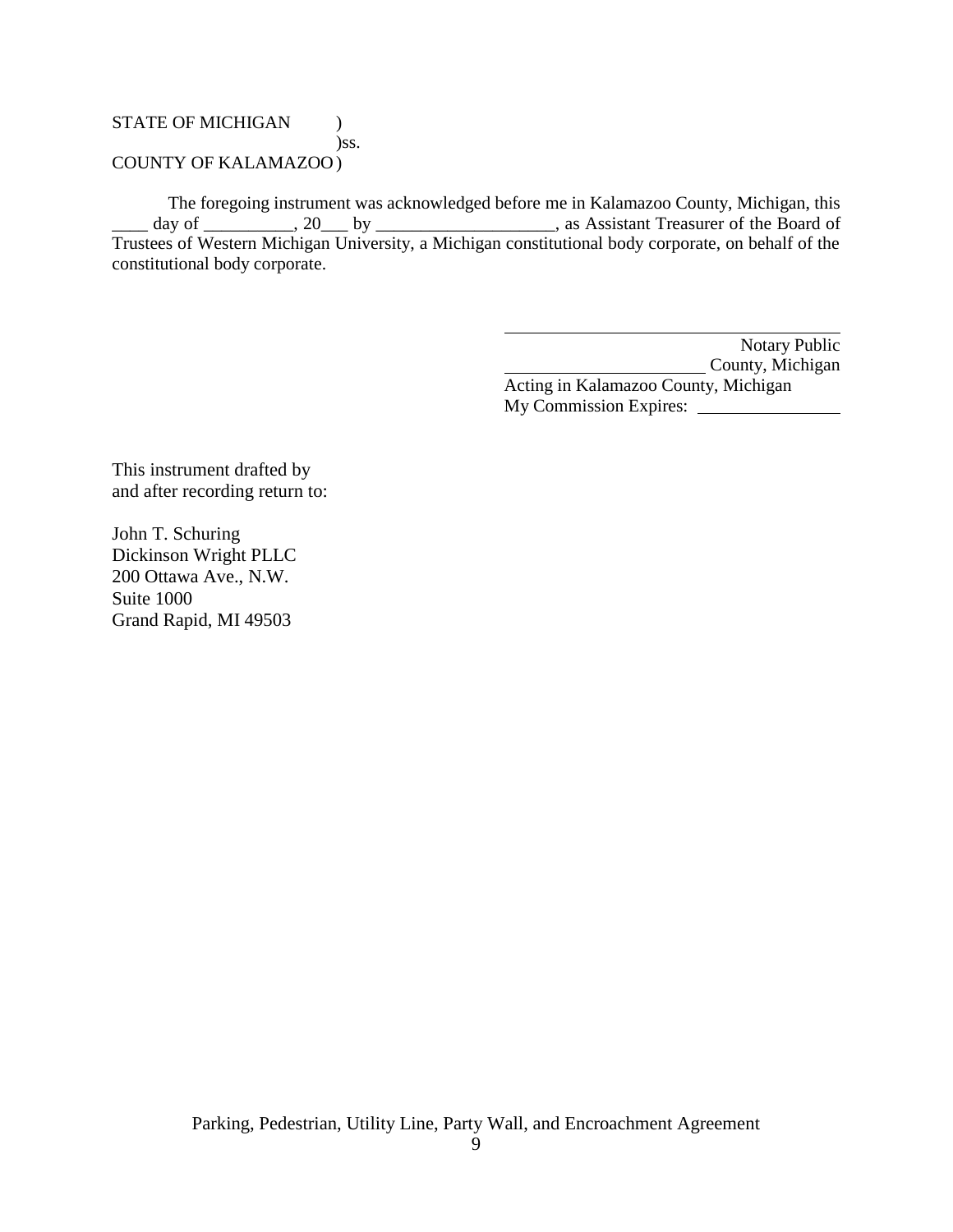STATE OF MICHIGAN )
)ss.
COUNTY OF KALAMAZOO )

The foregoing instrument was acknowledged before me in Kalamazoo County, Michigan, this ____ day of __________, 20___ by ____________________, as Assistant Treasurer of the Board of Trustees of Western Michigan University, a Michigan constitutional body corporate, on behalf of the constitutional body corporate.

______________________________
Notary Public
______________________ County, Michigan
Acting in Kalamazoo County, Michigan
My Commission Expires: ________________

This instrument drafted by
and after recording return to:

John T. Schuring
Dickinson Wright PLLC
200 Ottawa Ave., N.W.
Suite 1000
Grand Rapid, MI 49503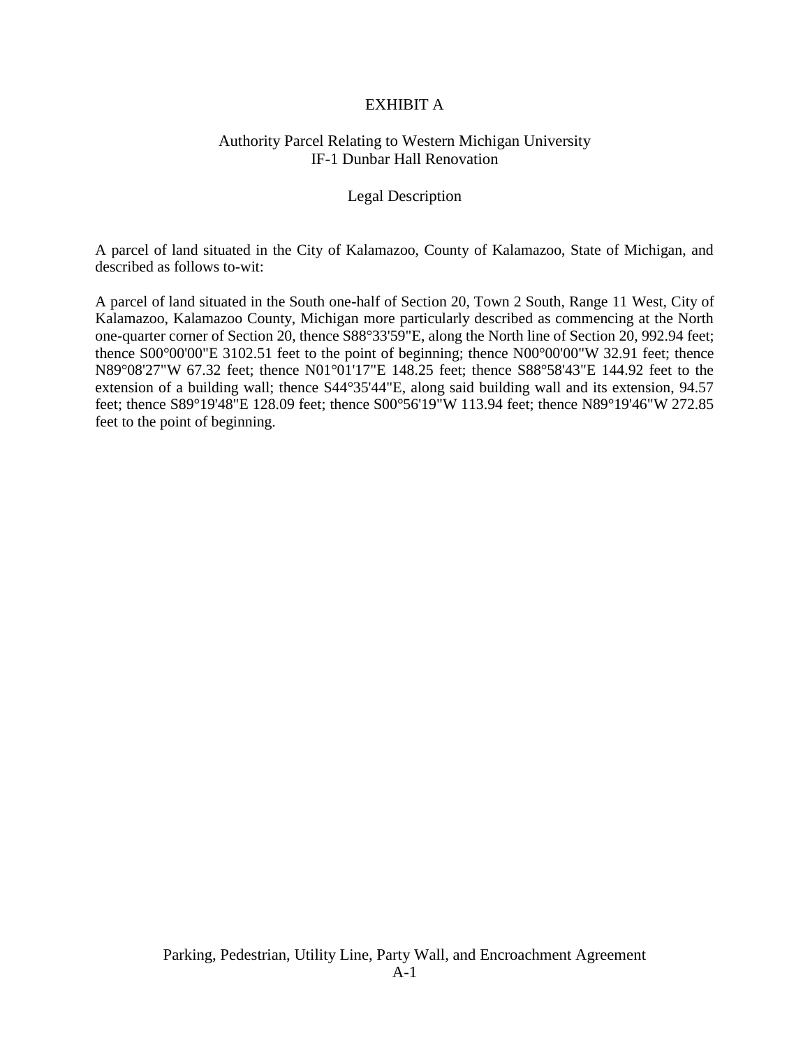# EXHIBIT A

## Authority Parcel Relating to Western Michigan University
## IF-1 Dunbar Hall Renovation

### Legal Description

A parcel of land situated in the City of Kalamazoo, County of Kalamazoo, State of Michigan, and described as follows to-wit:

A parcel of land situated in the South one-half of Section 20, Town 2 South, Range 11 West, City of Kalamazoo, Kalamazoo County, Michigan more particularly described as commencing at the North one-quarter corner of Section 20, thence S88°33'59"E, along the North line of Section 20, 992.94 feet; thence S00°00'00"E 3102.51 feet to the point of beginning; thence N00°00'00"W 32.91 feet; thence N89°08'27"W 67.32 feet; thence N01°01'17"E 148.25 feet; thence S88°58'43"E 144.92 feet to the extension of a building wall; thence S44°35'44"E, along said building wall and its extension, 94.57 feet; thence S89°19'48"E 128.09 feet; thence S00°56'19"W 113.94 feet; thence N89°19'46"W 272.85 feet to the point of beginning.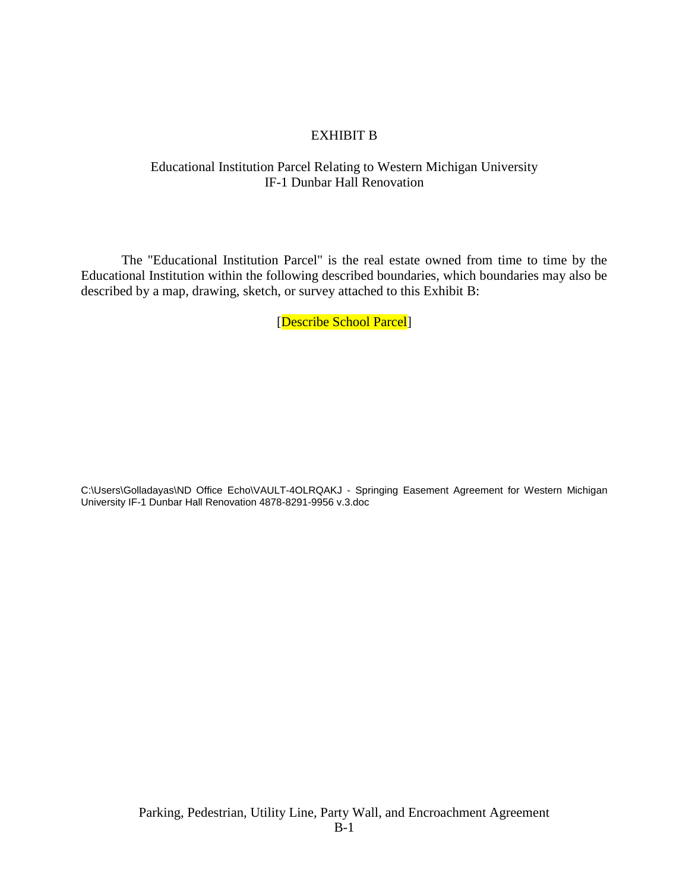# EXHIBIT B

## Educational Institution Parcel Relating to Western Michigan University IF-1 Dunbar Hall Renovation

The "Educational Institution Parcel" is the real estate owned from time to time by the Educational Institution within the following described boundaries, which boundaries may also be described by a map, drawing, sketch, or survey attached to this Exhibit B:

[Describe School Parcel]

C:\Users\Golladayas\ND Office Echo\VAULT-4OLRQAKJ - Springing Easement Agreement for Western Michigan University IF-1 Dunbar Hall Renovation 4878-8291-9956 v.3.doc